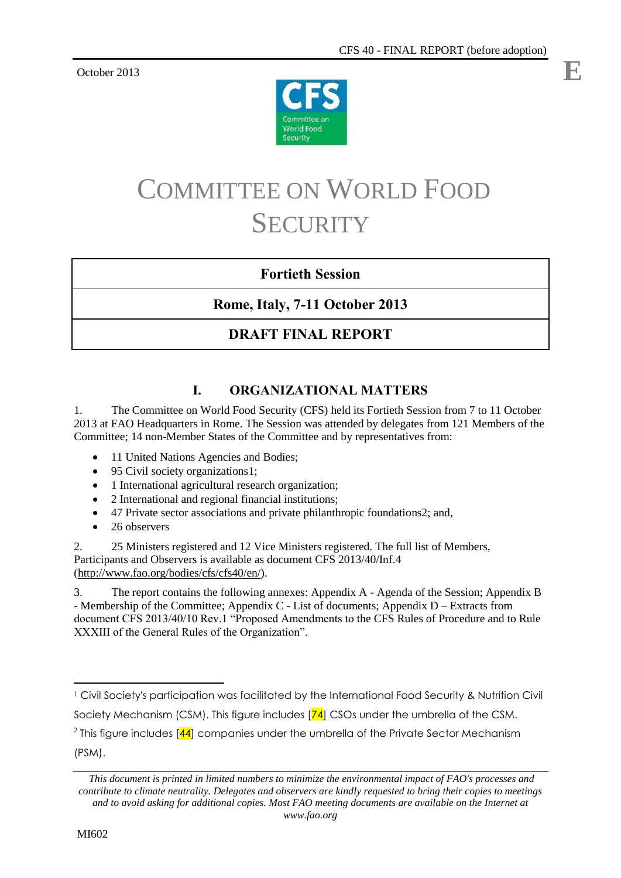CFS 40 - FINAL REPORT (before adoption)

October 2013

# COMMITTEE ON WORLD FOOD SECURITY

| Fortieth Session |
| --- |
| Rome, Italy, 7-11 October 2013 |
| DRAFT FINAL REPORT |

## I. ORGANIZATIONAL MATTERS

1. The Committee on World Food Security (CFS) held its Fortieth Session from 7 to 11 October 2013 at FAO Headquarters in Rome. The Session was attended by delegates from 121 Members of the Committee; 14 non-Member States of the Committee and by representatives from:

- 11 United Nations Agencies and Bodies;
- 95 Civil society organizations[1];
- 1 International agricultural research organization;
- 2 International and regional financial institutions;
- 47 Private sector associations and private philanthropic foundations[2]; and,
- 26 observers

2. 25 Ministers registered and 12 Vice Ministers registered. The full list of Members, Participants and Observers is available as document CFS 2013/40/Inf.4 (http://www.fao.org/bodies/cfs/cfs40/en/).

3. The report contains the following annexes: Appendix A - Agenda of the Session; Appendix B - Membership of the Committee; Appendix C - List of documents; Appendix D – Extracts from document CFS 2013/40/10 Rev.1 "Proposed Amendments to the CFS Rules of Procedure and to Rule XXXIII of the General Rules of the Organization".

[1] Civil Society's participation was facilitated by the International Food Security & Nutrition Civil Society Mechanism (CSM). This figure includes [74] CSOs under the umbrella of the CSM.

[2] This figure includes [44] companies under the umbrella of the Private Sector Mechanism (PSM).

*This document is printed in limited numbers to minimize the environmental impact of FAO's processes and contribute to climate neutrality. Delegates and observers are kindly requested to bring their copies to meetings and to avoid asking for additional copies. Most FAO meeting documents are available on the Internet at www.fao.org*

MI602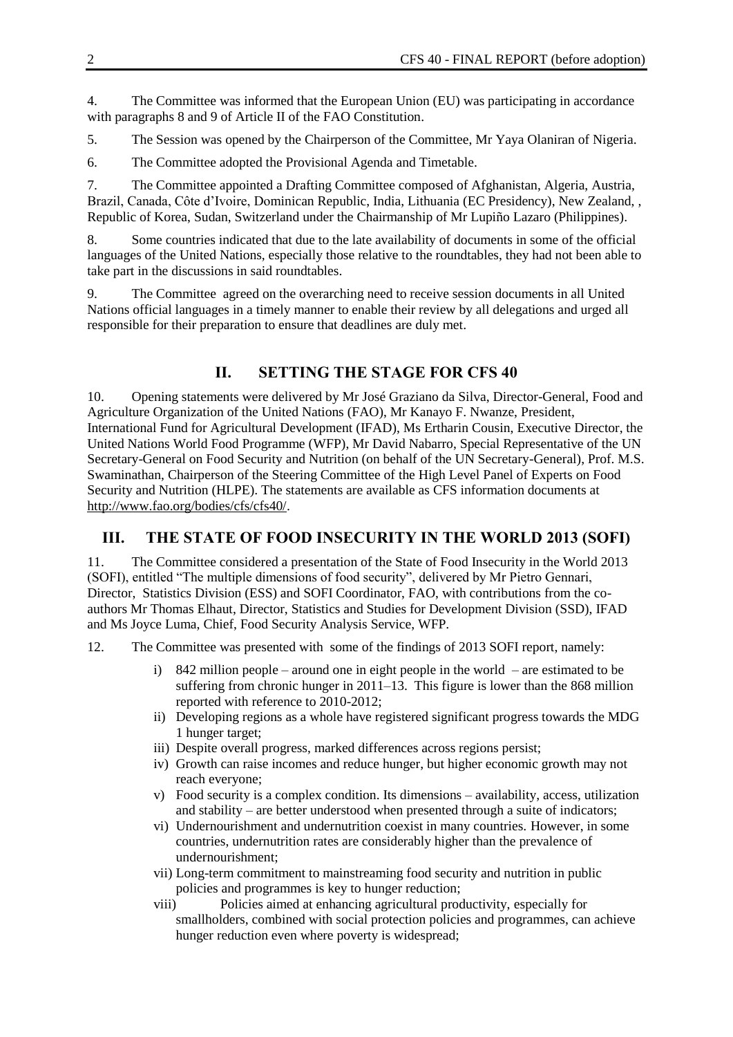4. The Committee was informed that the European Union (EU) was participating in accordance with paragraphs 8 and 9 of Article II of the FAO Constitution.

5. The Session was opened by the Chairperson of the Committee, Mr Yaya Olaniran of Nigeria.

6. The Committee adopted the Provisional Agenda and Timetable.

7. The Committee appointed a Drafting Committee composed of Afghanistan, Algeria, Austria, Brazil, Canada, Côte d'Ivoire, Dominican Republic, India, Lithuania (EC Presidency), New Zealand, , Republic of Korea, Sudan, Switzerland under the Chairmanship of Mr Lupiño Lazaro (Philippines).

8. Some countries indicated that due to the late availability of documents in some of the official languages of the United Nations, especially those relative to the roundtables, they had not been able to take part in the discussions in said roundtables.

9. The Committee agreed on the overarching need to receive session documents in all United Nations official languages in a timely manner to enable their review by all delegations and urged all responsible for their preparation to ensure that deadlines are duly met.

## II. SETTING THE STAGE FOR CFS 40

10. Opening statements were delivered by Mr José Graziano da Silva, Director-General, Food and Agriculture Organization of the United Nations (FAO), Mr Kanayo F. Nwanze, President, International Fund for Agricultural Development (IFAD), Ms Ertharin Cousin, Executive Director, the United Nations World Food Programme (WFP), Mr David Nabarro, Special Representative of the UN Secretary-General on Food Security and Nutrition (on behalf of the UN Secretary-General), Prof. M.S. Swaminathan, Chairperson of the Steering Committee of the High Level Panel of Experts on Food Security and Nutrition (HLPE). The statements are available as CFS information documents at http://www.fao.org/bodies/cfs/cfs40/.

## III. THE STATE OF FOOD INSECURITY IN THE WORLD 2013 (SOFI)

11. The Committee considered a presentation of the State of Food Insecurity in the World 2013 (SOFI), entitled "The multiple dimensions of food security", delivered by Mr Pietro Gennari, Director, Statistics Division (ESS) and SOFI Coordinator, FAO, with contributions from the co-authors Mr Thomas Elhaut, Director, Statistics and Studies for Development Division (SSD), IFAD and Ms Joyce Luma, Chief, Food Security Analysis Service, WFP.

12. The Committee was presented with some of the findings of 2013 SOFI report, namely:

i) 842 million people – around one in eight people in the world – are estimated to be suffering from chronic hunger in 2011–13. This figure is lower than the 868 million reported with reference to 2010-2012;
ii) Developing regions as a whole have registered significant progress towards the MDG 1 hunger target;
iii) Despite overall progress, marked differences across regions persist;
iv) Growth can raise incomes and reduce hunger, but higher economic growth may not reach everyone;
v) Food security is a complex condition. Its dimensions – availability, access, utilization and stability – are better understood when presented through a suite of indicators;
vi) Undernourishment and undernutrition coexist in many countries. However, in some countries, undernutrition rates are considerably higher than the prevalence of undernourishment;
vii) Long-term commitment to mainstreaming food security and nutrition in public policies and programmes is key to hunger reduction;
viii) Policies aimed at enhancing agricultural productivity, especially for smallholders, combined with social protection policies and programmes, can achieve hunger reduction even where poverty is widespread;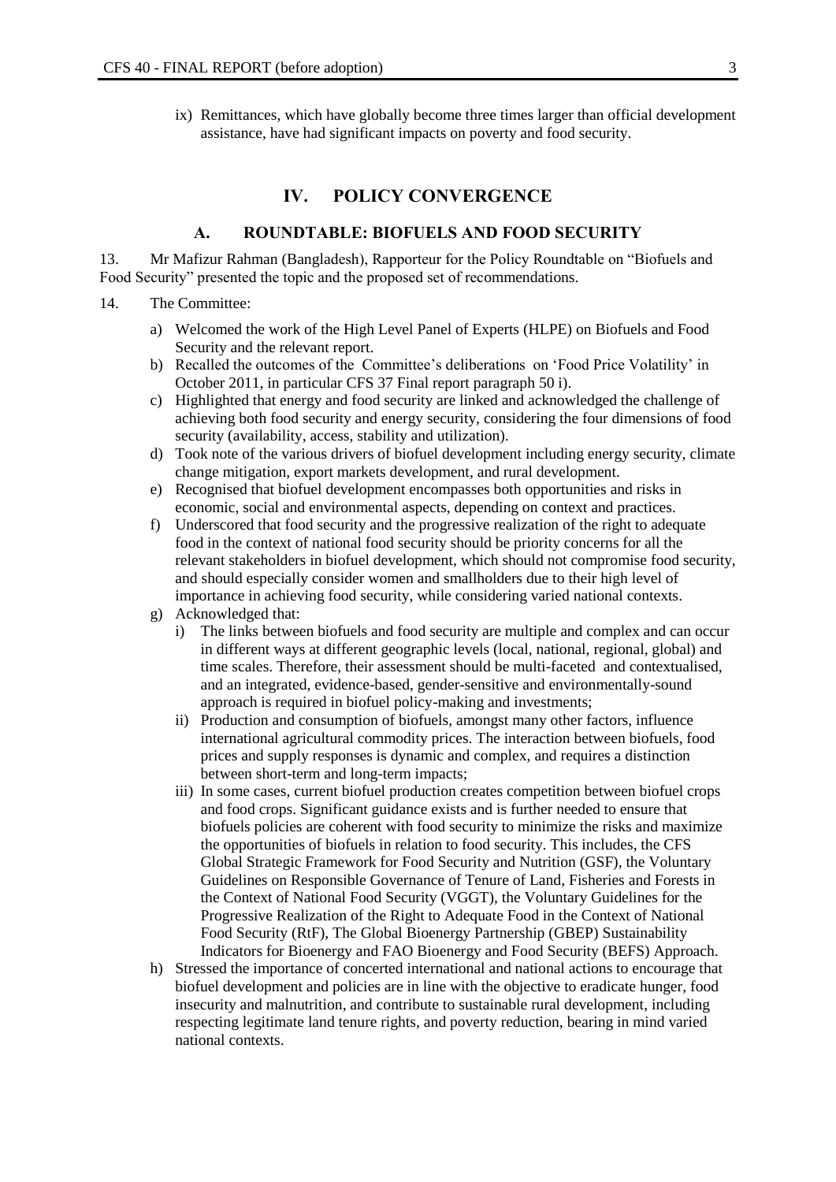ix) Remittances, which have globally become three times larger than official development assistance, have had significant impacts on poverty and food security.

# IV. POLICY CONVERGENCE

## A. ROUNDTABLE: BIOFUELS AND FOOD SECURITY

13. Mr Mafizur Rahman (Bangladesh), Rapporteur for the Policy Roundtable on "Biofuels and Food Security" presented the topic and the proposed set of recommendations.

14. The Committee:

a) Welcomed the work of the High Level Panel of Experts (HLPE) on Biofuels and Food Security and the relevant report.

b) Recalled the outcomes of the Committee's deliberations on 'Food Price Volatility' in October 2011, in particular CFS 37 Final report paragraph 50 i).

c) Highlighted that energy and food security are linked and acknowledged the challenge of achieving both food security and energy security, considering the four dimensions of food security (availability, access, stability and utilization).

d) Took note of the various drivers of biofuel development including energy security, climate change mitigation, export markets development, and rural development.

e) Recognised that biofuel development encompasses both opportunities and risks in economic, social and environmental aspects, depending on context and practices.

f) Underscored that food security and the progressive realization of the right to adequate food in the context of national food security should be priority concerns for all the relevant stakeholders in biofuel development, which should not compromise food security, and should especially consider women and smallholders due to their high level of importance in achieving food security, while considering varied national contexts.

g) Acknowledged that:

   i) The links between biofuels and food security are multiple and complex and can occur in different ways at different geographic levels (local, national, regional, global) and time scales. Therefore, their assessment should be multi-faceted and contextualised, and an integrated, evidence-based, gender-sensitive and environmentally-sound approach is required in biofuel policy-making and investments;

   ii) Production and consumption of biofuels, amongst many other factors, influence international agricultural commodity prices. The interaction between biofuels, food prices and supply responses is dynamic and complex, and requires a distinction between short-term and long-term impacts;

   iii) In some cases, current biofuel production creates competition between biofuel crops and food crops. Significant guidance exists and is further needed to ensure that biofuels policies are coherent with food security to minimize the risks and maximize the opportunities of biofuels in relation to food security. This includes, the CFS Global Strategic Framework for Food Security and Nutrition (GSF), the Voluntary Guidelines on Responsible Governance of Tenure of Land, Fisheries and Forests in the Context of National Food Security (VGGT), the Voluntary Guidelines for the Progressive Realization of the Right to Adequate Food in the Context of National Food Security (RtF), The Global Bioenergy Partnership (GBEP) Sustainability Indicators for Bioenergy and FAO Bioenergy and Food Security (BEFS) Approach.

h) Stressed the importance of concerted international and national actions to encourage that biofuel development and policies are in line with the objective to eradicate hunger, food insecurity and malnutrition, and contribute to sustainable rural development, including respecting legitimate land tenure rights, and poverty reduction, bearing in mind varied national contexts.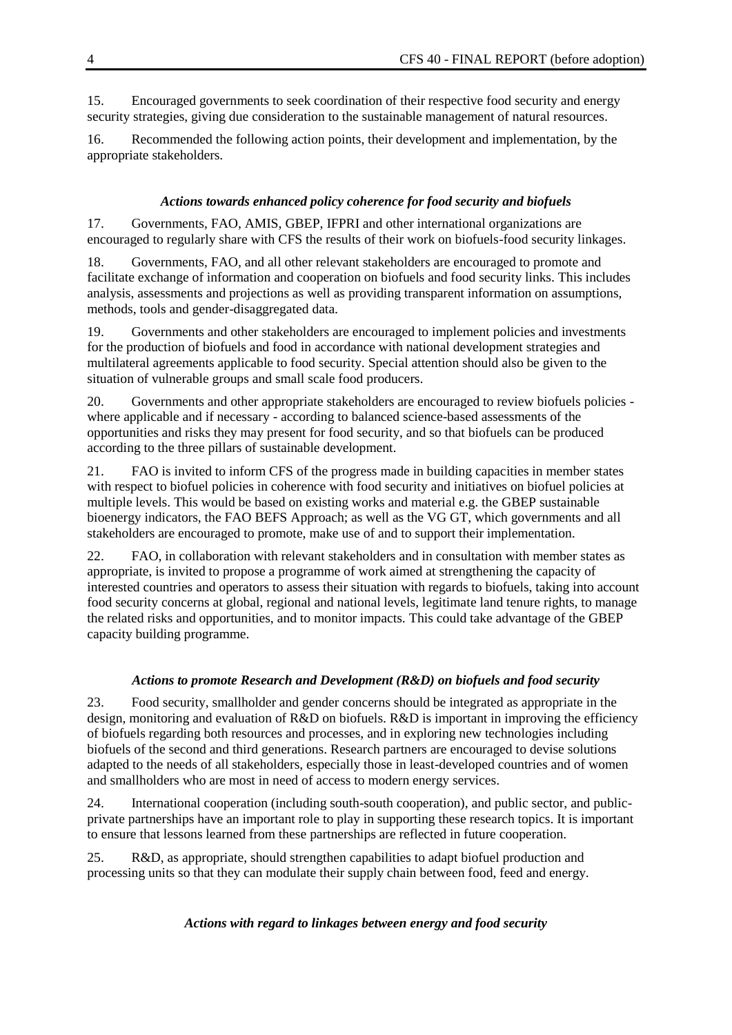15. Encouraged governments to seek coordination of their respective food security and energy security strategies, giving due consideration to the sustainable management of natural resources.

16. Recommended the following action points, their development and implementation, by the appropriate stakeholders.

### *Actions towards enhanced policy coherence for food security and biofuels*

17. Governments, FAO, AMIS, GBEP, IFPRI and other international organizations are encouraged to regularly share with CFS the results of their work on biofuels-food security linkages.

18. Governments, FAO, and all other relevant stakeholders are encouraged to promote and facilitate exchange of information and cooperation on biofuels and food security links. This includes analysis, assessments and projections as well as providing transparent information on assumptions, methods, tools and gender-disaggregated data.

19. Governments and other stakeholders are encouraged to implement policies and investments for the production of biofuels and food in accordance with national development strategies and multilateral agreements applicable to food security. Special attention should also be given to the situation of vulnerable groups and small scale food producers.

20. Governments and other appropriate stakeholders are encouraged to review biofuels policies - where applicable and if necessary - according to balanced science-based assessments of the opportunities and risks they may present for food security, and so that biofuels can be produced according to the three pillars of sustainable development.

21. FAO is invited to inform CFS of the progress made in building capacities in member states with respect to biofuel policies in coherence with food security and initiatives on biofuel policies at multiple levels. This would be based on existing works and material e.g. the GBEP sustainable bioenergy indicators, the FAO BEFS Approach; as well as the VG GT, which governments and all stakeholders are encouraged to promote, make use of and to support their implementation.

22. FAO, in collaboration with relevant stakeholders and in consultation with member states as appropriate, is invited to propose a programme of work aimed at strengthening the capacity of interested countries and operators to assess their situation with regards to biofuels, taking into account food security concerns at global, regional and national levels, legitimate land tenure rights, to manage the related risks and opportunities, and to monitor impacts. This could take advantage of the GBEP capacity building programme.

### *Actions to promote Research and Development (R&D) on biofuels and food security*

23. Food security, smallholder and gender concerns should be integrated as appropriate in the design, monitoring and evaluation of R&D on biofuels. R&D is important in improving the efficiency of biofuels regarding both resources and processes, and in exploring new technologies including biofuels of the second and third generations. Research partners are encouraged to devise solutions adapted to the needs of all stakeholders, especially those in least-developed countries and of women and smallholders who are most in need of access to modern energy services.

24. International cooperation (including south-south cooperation), and public sector, and public-private partnerships have an important role to play in supporting these research topics. It is important to ensure that lessons learned from these partnerships are reflected in future cooperation.

25. R&D, as appropriate, should strengthen capabilities to adapt biofuel production and processing units so that they can modulate their supply chain between food, feed and energy.

### *Actions with regard to linkages between energy and food security*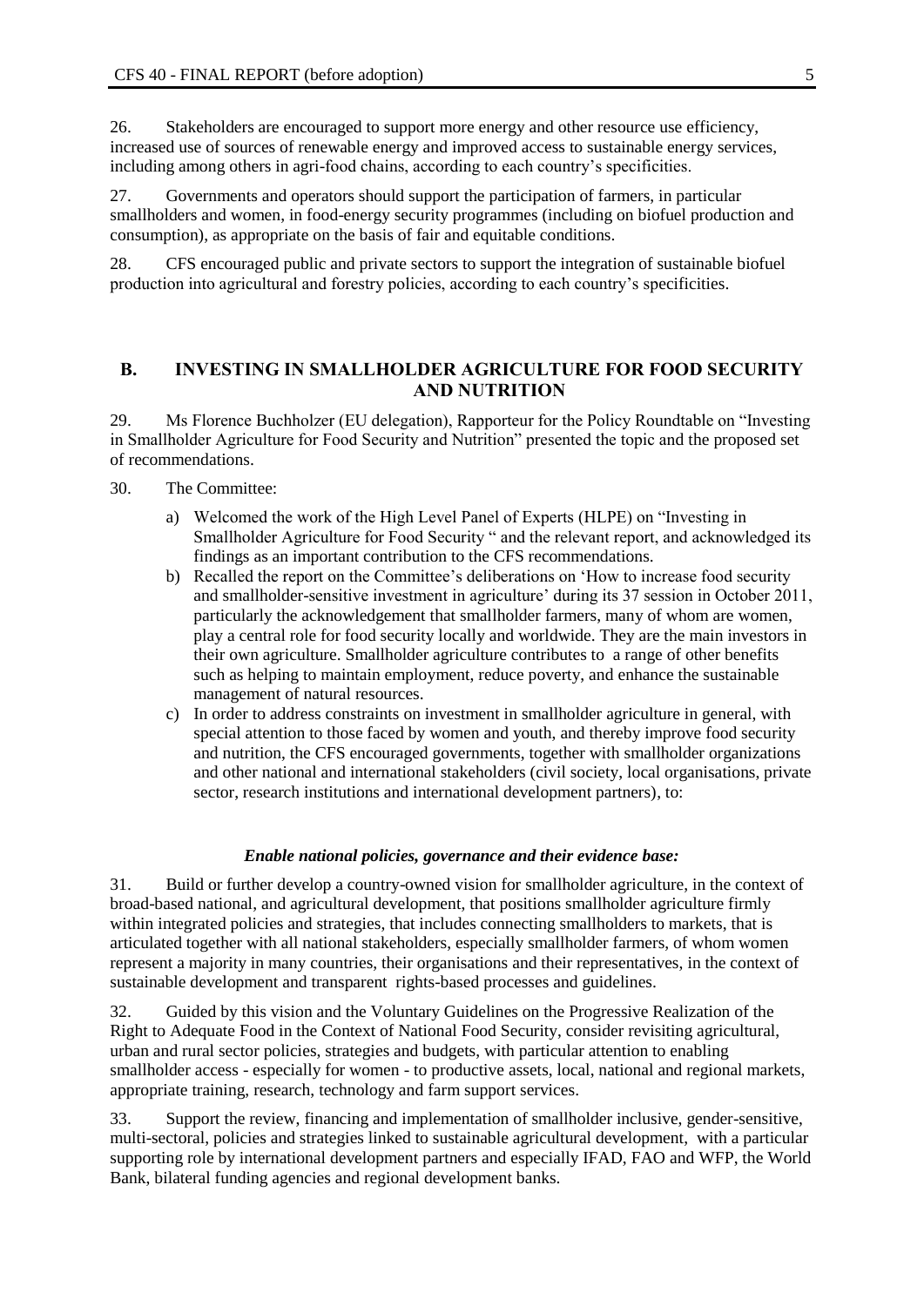26. Stakeholders are encouraged to support more energy and other resource use efficiency, increased use of sources of renewable energy and improved access to sustainable energy services, including among others in agri-food chains, according to each country's specificities.

27. Governments and operators should support the participation of farmers, in particular smallholders and women, in food-energy security programmes (including on biofuel production and consumption), as appropriate on the basis of fair and equitable conditions.

28. CFS encouraged public and private sectors to support the integration of sustainable biofuel production into agricultural and forestry policies, according to each country's specificities.

## B. INVESTING IN SMALLHOLDER AGRICULTURE FOR FOOD SECURITY AND NUTRITION

29. Ms Florence Buchholzer (EU delegation), Rapporteur for the Policy Roundtable on "Investing in Smallholder Agriculture for Food Security and Nutrition" presented the topic and the proposed set of recommendations.

30. The Committee:

a) Welcomed the work of the High Level Panel of Experts (HLPE) on "Investing in Smallholder Agriculture for Food Security " and the relevant report, and acknowledged its findings as an important contribution to the CFS recommendations.

b) Recalled the report on the Committee's deliberations on 'How to increase food security and smallholder-sensitive investment in agriculture' during its 37 session in October 2011, particularly the acknowledgement that smallholder farmers, many of whom are women, play a central role for food security locally and worldwide. They are the main investors in their own agriculture. Smallholder agriculture contributes to a range of other benefits such as helping to maintain employment, reduce poverty, and enhance the sustainable management of natural resources.

c) In order to address constraints on investment in smallholder agriculture in general, with special attention to those faced by women and youth, and thereby improve food security and nutrition, the CFS encouraged governments, together with smallholder organizations and other national and international stakeholders (civil society, local organisations, private sector, research institutions and international development partners), to:

***Enable national policies, governance and their evidence base:***

31. Build or further develop a country-owned vision for smallholder agriculture, in the context of broad-based national, and agricultural development, that positions smallholder agriculture firmly within integrated policies and strategies, that includes connecting smallholders to markets, that is articulated together with all national stakeholders, especially smallholder farmers, of whom women represent a majority in many countries, their organisations and their representatives, in the context of sustainable development and transparent rights-based processes and guidelines.

32. Guided by this vision and the Voluntary Guidelines on the Progressive Realization of the Right to Adequate Food in the Context of National Food Security, consider revisiting agricultural, urban and rural sector policies, strategies and budgets, with particular attention to enabling smallholder access - especially for women - to productive assets, local, national and regional markets, appropriate training, research, technology and farm support services.

33. Support the review, financing and implementation of smallholder inclusive, gender-sensitive, multi-sectoral, policies and strategies linked to sustainable agricultural development, with a particular supporting role by international development partners and especially IFAD, FAO and WFP, the World Bank, bilateral funding agencies and regional development banks.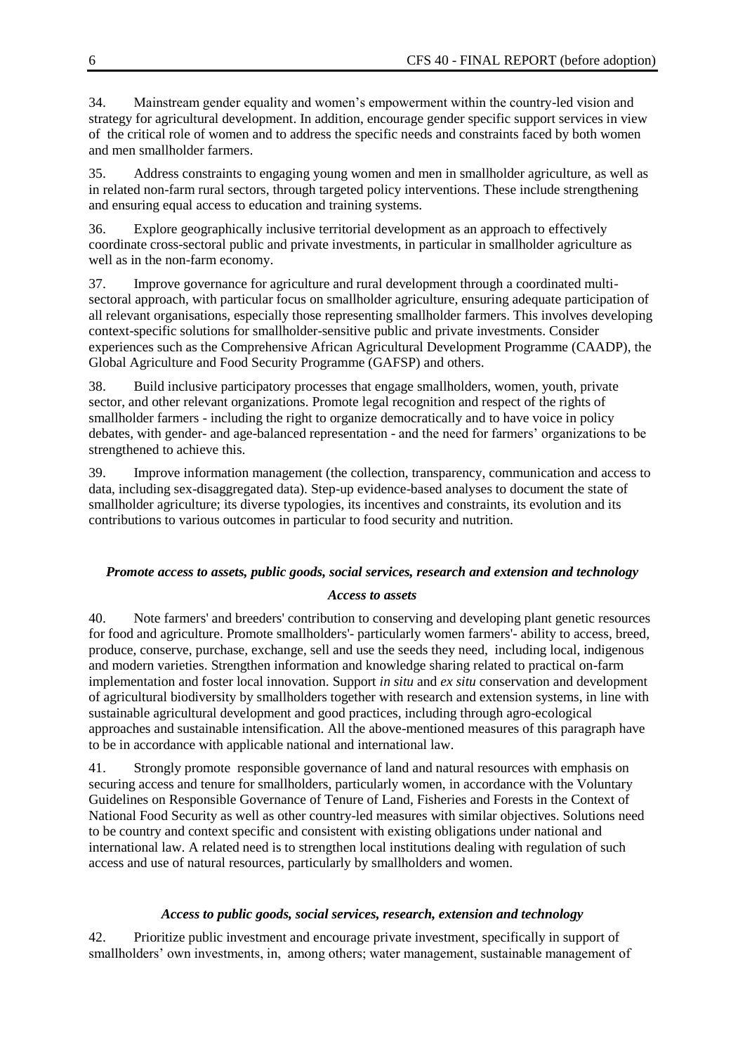34. Mainstream gender equality and women's empowerment within the country-led vision and strategy for agricultural development. In addition, encourage gender specific support services in view of the critical role of women and to address the specific needs and constraints faced by both women and men smallholder farmers.

35. Address constraints to engaging young women and men in smallholder agriculture, as well as in related non-farm rural sectors, through targeted policy interventions. These include strengthening and ensuring equal access to education and training systems.

36. Explore geographically inclusive territorial development as an approach to effectively coordinate cross-sectoral public and private investments, in particular in smallholder agriculture as well as in the non-farm economy.

37. Improve governance for agriculture and rural development through a coordinated multi-sectoral approach, with particular focus on smallholder agriculture, ensuring adequate participation of all relevant organisations, especially those representing smallholder farmers. This involves developing context-specific solutions for smallholder-sensitive public and private investments. Consider experiences such as the Comprehensive African Agricultural Development Programme (CAADP), the Global Agriculture and Food Security Programme (GAFSP) and others.

38. Build inclusive participatory processes that engage smallholders, women, youth, private sector, and other relevant organizations. Promote legal recognition and respect of the rights of smallholder farmers - including the right to organize democratically and to have voice in policy debates, with gender- and age-balanced representation - and the need for farmers' organizations to be strengthened to achieve this.

39. Improve information management (the collection, transparency, communication and access to data, including sex-disaggregated data). Step-up evidence-based analyses to document the state of smallholder agriculture; its diverse typologies, its incentives and constraints, its evolution and its contributions to various outcomes in particular to food security and nutrition.

***Promote access to assets, public goods, social services, research and extension and technology***

***Access to assets***

40. Note farmers' and breeders' contribution to conserving and developing plant genetic resources for food and agriculture. Promote smallholders'- particularly women farmers'- ability to access, breed, produce, conserve, purchase, exchange, sell and use the seeds they need, including local, indigenous and modern varieties. Strengthen information and knowledge sharing related to practical on-farm implementation and foster local innovation. Support *in situ* and *ex situ* conservation and development of agricultural biodiversity by smallholders together with research and extension systems, in line with sustainable agricultural development and good practices, including through agro-ecological approaches and sustainable intensification. All the above-mentioned measures of this paragraph have to be in accordance with applicable national and international law.

41. Strongly promote responsible governance of land and natural resources with emphasis on securing access and tenure for smallholders, particularly women, in accordance with the Voluntary Guidelines on Responsible Governance of Tenure of Land, Fisheries and Forests in the Context of National Food Security as well as other country-led measures with similar objectives. Solutions need to be country and context specific and consistent with existing obligations under national and international law. A related need is to strengthen local institutions dealing with regulation of such access and use of natural resources, particularly by smallholders and women.

***Access to public goods, social services, research, extension and technology***

42. Prioritize public investment and encourage private investment, specifically in support of smallholders' own investments, in, among others; water management, sustainable management of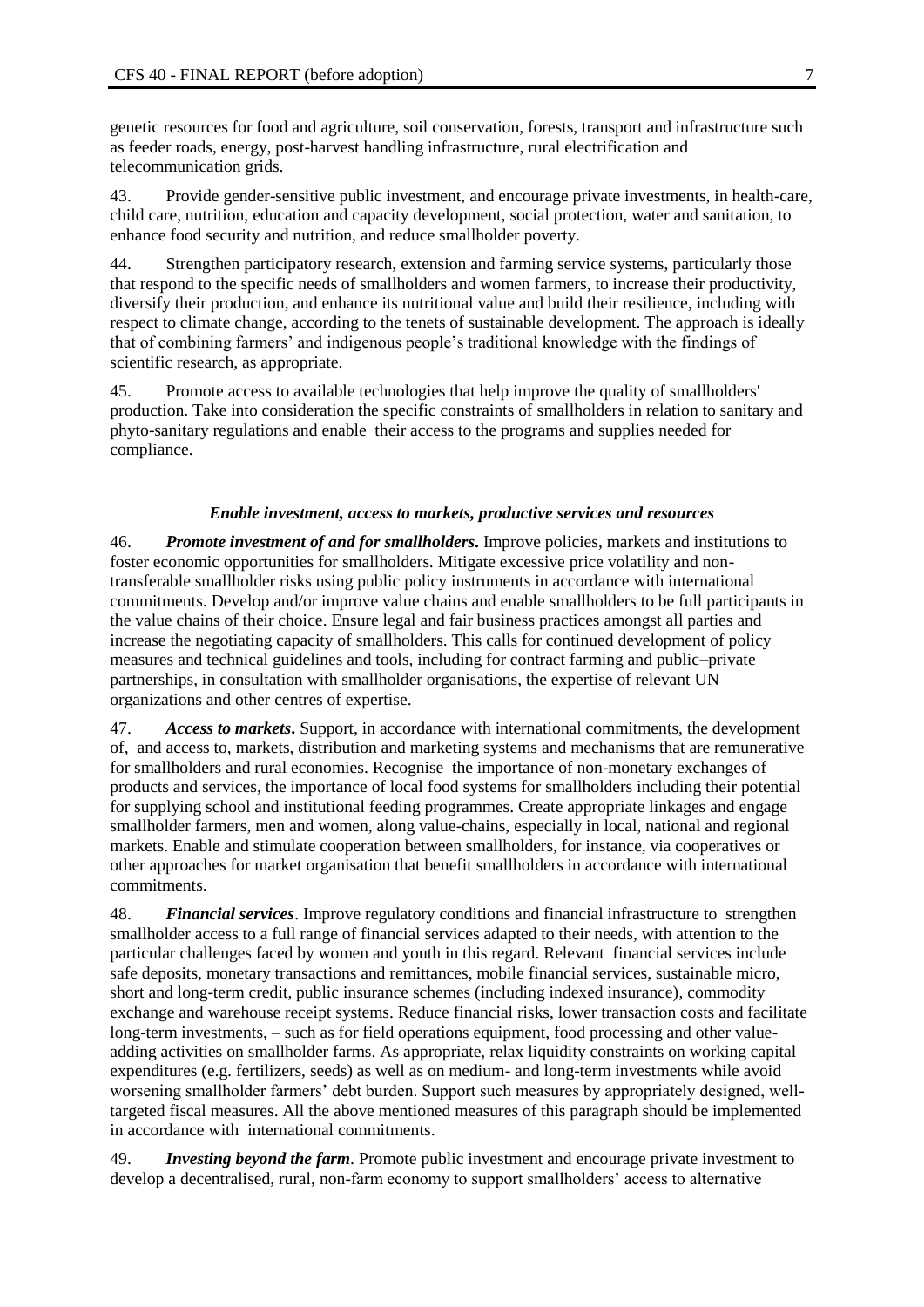genetic resources for food and agriculture, soil conservation, forests, transport and infrastructure such as feeder roads, energy, post-harvest handling infrastructure, rural electrification and telecommunication grids.

43. Provide gender-sensitive public investment, and encourage private investments, in health-care, child care, nutrition, education and capacity development, social protection, water and sanitation, to enhance food security and nutrition, and reduce smallholder poverty.

44. Strengthen participatory research, extension and farming service systems, particularly those that respond to the specific needs of smallholders and women farmers, to increase their productivity, diversify their production, and enhance its nutritional value and build their resilience, including with respect to climate change, according to the tenets of sustainable development. The approach is ideally that of combining farmers' and indigenous people's traditional knowledge with the findings of scientific research, as appropriate.

45. Promote access to available technologies that help improve the quality of smallholders' production. Take into consideration the specific constraints of smallholders in relation to sanitary and phyto-sanitary regulations and enable their access to the programs and supplies needed for compliance.

### *Enable investment, access to markets, productive services and resources*

46. ***Promote investment of and for smallholders*.** Improve policies, markets and institutions to foster economic opportunities for smallholders. Mitigate excessive price volatility and non-transferable smallholder risks using public policy instruments in accordance with international commitments. Develop and/or improve value chains and enable smallholders to be full participants in the value chains of their choice. Ensure legal and fair business practices amongst all parties and increase the negotiating capacity of smallholders. This calls for continued development of policy measures and technical guidelines and tools, including for contract farming and public–private partnerships, in consultation with smallholder organisations, the expertise of relevant UN organizations and other centres of expertise.

47. ***Access to markets*.** Support, in accordance with international commitments, the development of, and access to, markets, distribution and marketing systems and mechanisms that are remunerative for smallholders and rural economies. Recognise the importance of non-monetary exchanges of products and services, the importance of local food systems for smallholders including their potential for supplying school and institutional feeding programmes. Create appropriate linkages and engage smallholder farmers, men and women, along value-chains, especially in local, national and regional markets. Enable and stimulate cooperation between smallholders, for instance, via cooperatives or other approaches for market organisation that benefit smallholders in accordance with international commitments.

48. ***Financial services***. Improve regulatory conditions and financial infrastructure to strengthen smallholder access to a full range of financial services adapted to their needs, with attention to the particular challenges faced by women and youth in this regard. Relevant financial services include safe deposits, monetary transactions and remittances, mobile financial services, sustainable micro, short and long-term credit, public insurance schemes (including indexed insurance), commodity exchange and warehouse receipt systems. Reduce financial risks, lower transaction costs and facilitate long-term investments, – such as for field operations equipment, food processing and other value-adding activities on smallholder farms. As appropriate, relax liquidity constraints on working capital expenditures (e.g. fertilizers, seeds) as well as on medium- and long-term investments while avoid worsening smallholder farmers' debt burden. Support such measures by appropriately designed, well-targeted fiscal measures. All the above mentioned measures of this paragraph should be implemented in accordance with international commitments.

49. ***Investing beyond the farm***. Promote public investment and encourage private investment to develop a decentralised, rural, non-farm economy to support smallholders' access to alternative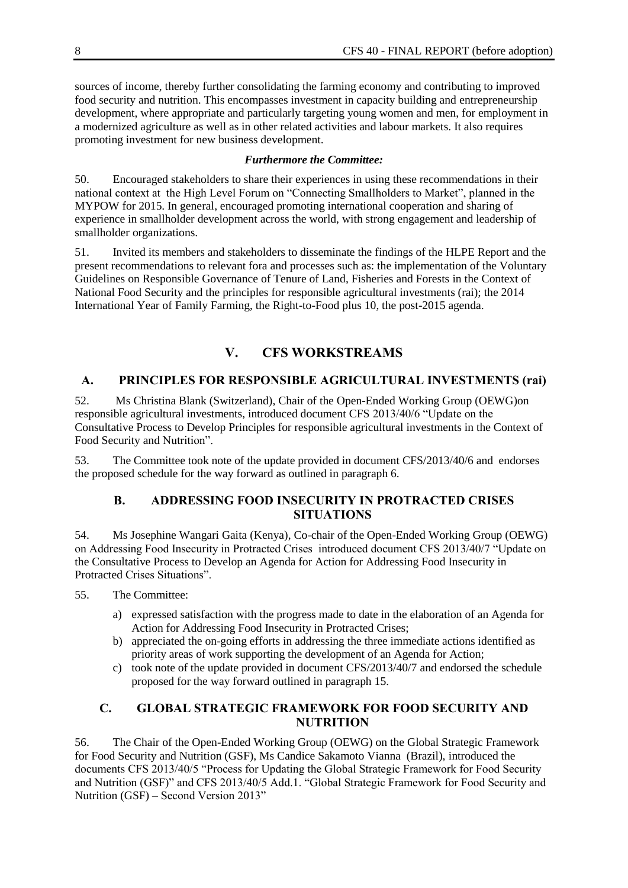sources of income, thereby further consolidating the farming economy and contributing to improved food security and nutrition. This encompasses investment in capacity building and entrepreneurship development, where appropriate and particularly targeting young women and men, for employment in a modernized agriculture as well as in other related activities and labour markets. It also requires promoting investment for new business development.

***Furthermore the Committee:***

50. Encouraged stakeholders to share their experiences in using these recommendations in their national context at the High Level Forum on "Connecting Smallholders to Market", planned in the MYPOW for 2015. In general, encouraged promoting international cooperation and sharing of experience in smallholder development across the world, with strong engagement and leadership of smallholder organizations.

51. Invited its members and stakeholders to disseminate the findings of the HLPE Report and the present recommendations to relevant fora and processes such as: the implementation of the Voluntary Guidelines on Responsible Governance of Tenure of Land, Fisheries and Forests in the Context of National Food Security and the principles for responsible agricultural investments (rai); the 2014 International Year of Family Farming, the Right-to-Food plus 10, the post-2015 agenda.

# V. CFS WORKSTREAMS

## A. PRINCIPLES FOR RESPONSIBLE AGRICULTURAL INVESTMENTS (rai)

52. Ms Christina Blank (Switzerland), Chair of the Open-Ended Working Group (OEWG)on responsible agricultural investments, introduced document CFS 2013/40/6 "Update on the Consultative Process to Develop Principles for responsible agricultural investments in the Context of Food Security and Nutrition".

53. The Committee took note of the update provided in document CFS/2013/40/6 and endorses the proposed schedule for the way forward as outlined in paragraph 6.

## B. ADDRESSING FOOD INSECURITY IN PROTRACTED CRISES SITUATIONS

54. Ms Josephine Wangari Gaita (Kenya), Co-chair of the Open-Ended Working Group (OEWG) on Addressing Food Insecurity in Protracted Crises introduced document CFS 2013/40/7 "Update on the Consultative Process to Develop an Agenda for Action for Addressing Food Insecurity in Protracted Crises Situations".

55. The Committee:

a) expressed satisfaction with the progress made to date in the elaboration of an Agenda for Action for Addressing Food Insecurity in Protracted Crises;
b) appreciated the on-going efforts in addressing the three immediate actions identified as priority areas of work supporting the development of an Agenda for Action;
c) took note of the update provided in document CFS/2013/40/7 and endorsed the schedule proposed for the way forward outlined in paragraph 15.

## C. GLOBAL STRATEGIC FRAMEWORK FOR FOOD SECURITY AND NUTRITION

56. The Chair of the Open-Ended Working Group (OEWG) on the Global Strategic Framework for Food Security and Nutrition (GSF), Ms Candice Sakamoto Vianna (Brazil), introduced the documents CFS 2013/40/5 "Process for Updating the Global Strategic Framework for Food Security and Nutrition (GSF)" and CFS 2013/40/5 Add.1. "Global Strategic Framework for Food Security and Nutrition (GSF) – Second Version 2013"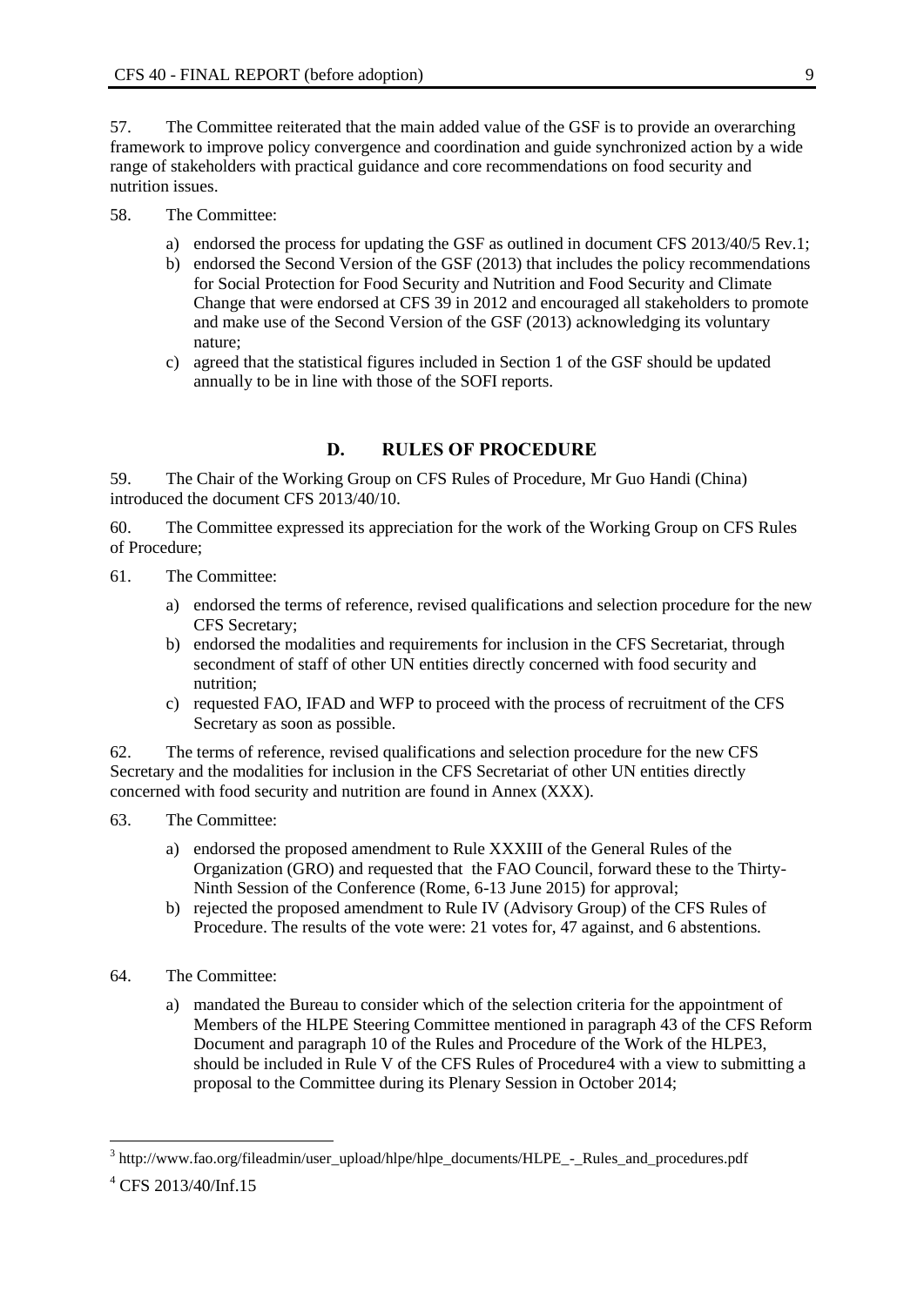57. The Committee reiterated that the main added value of the GSF is to provide an overarching framework to improve policy convergence and coordination and guide synchronized action by a wide range of stakeholders with practical guidance and core recommendations on food security and nutrition issues.

58. The Committee:

a) endorsed the process for updating the GSF as outlined in document CFS 2013/40/5 Rev.1;
b) endorsed the Second Version of the GSF (2013) that includes the policy recommendations for Social Protection for Food Security and Nutrition and Food Security and Climate Change that were endorsed at CFS 39 in 2012 and encouraged all stakeholders to promote and make use of the Second Version of the GSF (2013) acknowledging its voluntary nature;
c) agreed that the statistical figures included in Section 1 of the GSF should be updated annually to be in line with those of the SOFI reports.

## D. RULES OF PROCEDURE

59. The Chair of the Working Group on CFS Rules of Procedure, Mr Guo Handi (China) introduced the document CFS 2013/40/10.

60. The Committee expressed its appreciation for the work of the Working Group on CFS Rules of Procedure;

61. The Committee:

a) endorsed the terms of reference, revised qualifications and selection procedure for the new CFS Secretary;
b) endorsed the modalities and requirements for inclusion in the CFS Secretariat, through secondment of staff of other UN entities directly concerned with food security and nutrition;
c) requested FAO, IFAD and WFP to proceed with the process of recruitment of the CFS Secretary as soon as possible.

62. The terms of reference, revised qualifications and selection procedure for the new CFS Secretary and the modalities for inclusion in the CFS Secretariat of other UN entities directly concerned with food security and nutrition are found in Annex (XXX).

63. The Committee:

a) endorsed the proposed amendment to Rule XXXIII of the General Rules of the Organization (GRO) and requested that the FAO Council, forward these to the Thirty-Ninth Session of the Conference (Rome, 6-13 June 2015) for approval;
b) rejected the proposed amendment to Rule IV (Advisory Group) of the CFS Rules of Procedure. The results of the vote were: 21 votes for, 47 against, and 6 abstentions.

64. The Committee:

a) mandated the Bureau to consider which of the selection criteria for the appointment of Members of the HLPE Steering Committee mentioned in paragraph 43 of the CFS Reform Document and paragraph 10 of the Rules and Procedure of the Work of the HLPE[3], should be included in Rule V of the CFS Rules of Procedure[4] with a view to submitting a proposal to the Committee during its Plenary Session in October 2014;

[3] http://www.fao.org/fileadmin/user_upload/hlpe/hlpe_documents/HLPE_-_Rules_and_procedures.pdf

[4] CFS 2013/40/Inf.15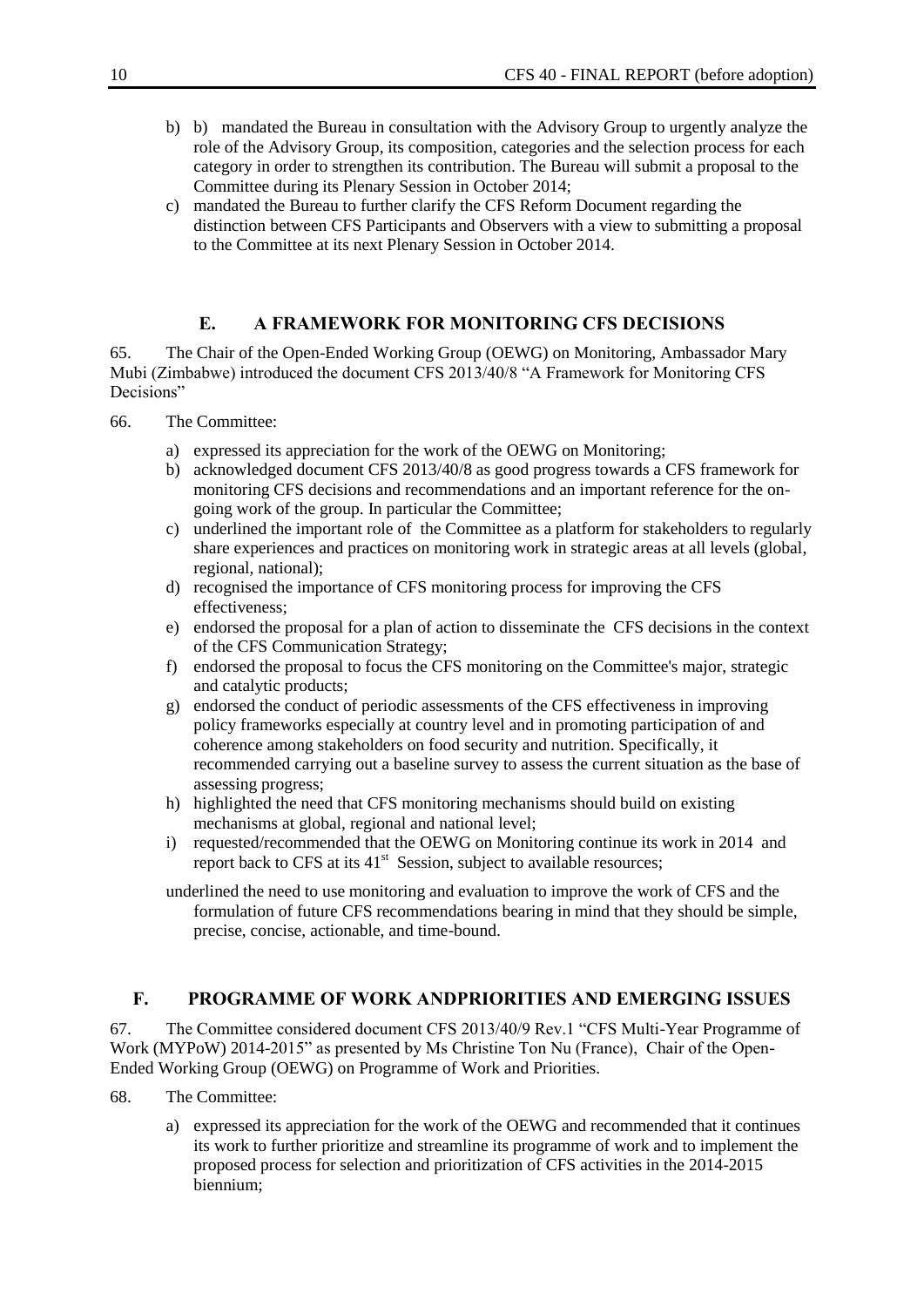b) b) mandated the Bureau in consultation with the Advisory Group to urgently analyze the role of the Advisory Group, its composition, categories and the selection process for each category in order to strengthen its contribution. The Bureau will submit a proposal to the Committee during its Plenary Session in October 2014;

c) mandated the Bureau to further clarify the CFS Reform Document regarding the distinction between CFS Participants and Observers with a view to submitting a proposal to the Committee at its next Plenary Session in October 2014.

## E. A FRAMEWORK FOR MONITORING CFS DECISIONS

65. The Chair of the Open-Ended Working Group (OEWG) on Monitoring, Ambassador Mary Mubi (Zimbabwe) introduced the document CFS 2013/40/8 "A Framework for Monitoring CFS Decisions"

66. The Committee:

a) expressed its appreciation for the work of the OEWG on Monitoring;
b) acknowledged document CFS 2013/40/8 as good progress towards a CFS framework for monitoring CFS decisions and recommendations and an important reference for the on-going work of the group. In particular the Committee;
c) underlined the important role of the Committee as a platform for stakeholders to regularly share experiences and practices on monitoring work in strategic areas at all levels (global, regional, national);
d) recognised the importance of CFS monitoring process for improving the CFS effectiveness;
e) endorsed the proposal for a plan of action to disseminate the CFS decisions in the context of the CFS Communication Strategy;
f) endorsed the proposal to focus the CFS monitoring on the Committee's major, strategic and catalytic products;
g) endorsed the conduct of periodic assessments of the CFS effectiveness in improving policy frameworks especially at country level and in promoting participation of and coherence among stakeholders on food security and nutrition. Specifically, it recommended carrying out a baseline survey to assess the current situation as the base of assessing progress;
h) highlighted the need that CFS monitoring mechanisms should build on existing mechanisms at global, regional and national level;
i) requested/recommended that the OEWG on Monitoring continue its work in 2014 and report back to CFS at its 41st Session, subject to available resources;

underlined the need to use monitoring and evaluation to improve the work of CFS and the formulation of future CFS recommendations bearing in mind that they should be simple, precise, concise, actionable, and time-bound.

## F. PROGRAMME OF WORK ANDPRIORITIES AND EMERGING ISSUES

67. The Committee considered document CFS 2013/40/9 Rev.1 "CFS Multi-Year Programme of Work (MYPoW) 2014-2015" as presented by Ms Christine Ton Nu (France), Chair of the Open-Ended Working Group (OEWG) on Programme of Work and Priorities.

68. The Committee:

a) expressed its appreciation for the work of the OEWG and recommended that it continues its work to further prioritize and streamline its programme of work and to implement the proposed process for selection and prioritization of CFS activities in the 2014-2015 biennium;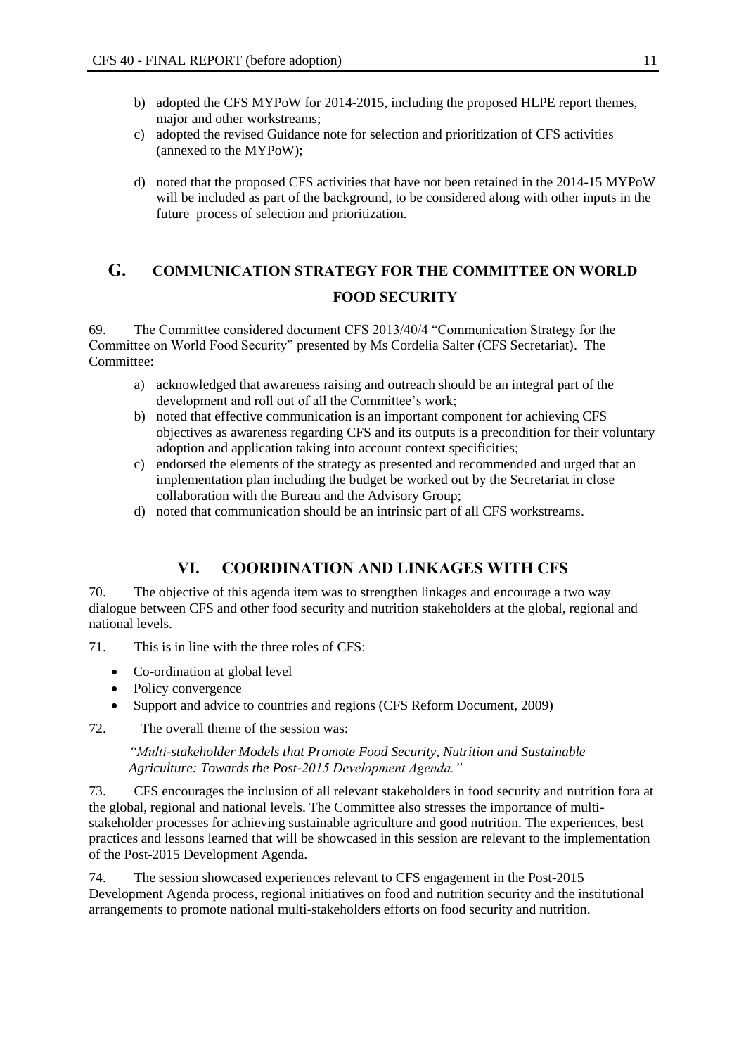b) adopted the CFS MYPoW for 2014-2015, including the proposed HLPE report themes, major and other workstreams;
c) adopted the revised Guidance note for selection and prioritization of CFS activities (annexed to the MYPoW);
d) noted that the proposed CFS activities that have not been retained in the 2014-15 MYPoW will be included as part of the background, to be considered along with other inputs in the future process of selection and prioritization.

## G. COMMUNICATION STRATEGY FOR THE COMMITTEE ON WORLD FOOD SECURITY

69. The Committee considered document CFS 2013/40/4 "Communication Strategy for the Committee on World Food Security" presented by Ms Cordelia Salter (CFS Secretariat). The Committee:

a) acknowledged that awareness raising and outreach should be an integral part of the development and roll out of all the Committee's work;
b) noted that effective communication is an important component for achieving CFS objectives as awareness regarding CFS and its outputs is a precondition for their voluntary adoption and application taking into account context specificities;
c) endorsed the elements of the strategy as presented and recommended and urged that an implementation plan including the budget be worked out by the Secretariat in close collaboration with the Bureau and the Advisory Group;
d) noted that communication should be an intrinsic part of all CFS workstreams.

# VI. COORDINATION AND LINKAGES WITH CFS

70. The objective of this agenda item was to strengthen linkages and encourage a two way dialogue between CFS and other food security and nutrition stakeholders at the global, regional and national levels.

71. This is in line with the three roles of CFS:

- Co-ordination at global level
- Policy convergence
- Support and advice to countries and regions (CFS Reform Document, 2009)

72. The overall theme of the session was:

*"Multi-stakeholder Models that Promote Food Security, Nutrition and Sustainable Agriculture: Towards the Post-2015 Development Agenda."*

73. CFS encourages the inclusion of all relevant stakeholders in food security and nutrition fora at the global, regional and national levels. The Committee also stresses the importance of multi-stakeholder processes for achieving sustainable agriculture and good nutrition. The experiences, best practices and lessons learned that will be showcased in this session are relevant to the implementation of the Post-2015 Development Agenda.

74. The session showcased experiences relevant to CFS engagement in the Post-2015 Development Agenda process, regional initiatives on food and nutrition security and the institutional arrangements to promote national multi-stakeholders efforts on food security and nutrition.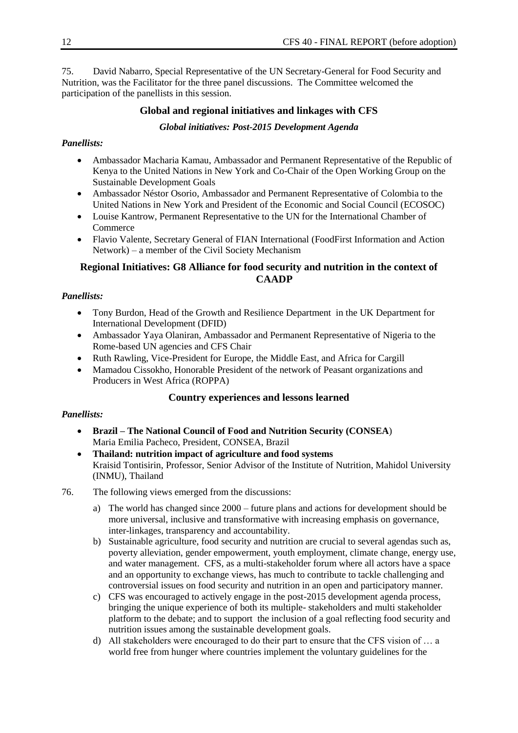75. David Nabarro, Special Representative of the UN Secretary-General for Food Security and Nutrition, was the Facilitator for the three panel discussions. The Committee welcomed the participation of the panellists in this session.

### Global and regional initiatives and linkages with CFS

#### *Global initiatives: Post-2015 Development Agenda*

***Panellists:***

- Ambassador Macharia Kamau, Ambassador and Permanent Representative of the Republic of Kenya to the United Nations in New York and Co-Chair of the Open Working Group on the Sustainable Development Goals
- Ambassador Néstor Osorio, Ambassador and Permanent Representative of Colombia to the United Nations in New York and President of the Economic and Social Council (ECOSOC)
- Louise Kantrow, Permanent Representative to the UN for the International Chamber of Commerce
- Flavio Valente, Secretary General of FIAN International (FoodFirst Information and Action Network) – a member of the Civil Society Mechanism

### Regional Initiatives: G8 Alliance for food security and nutrition in the context of CAADP

***Panellists:***

- Tony Burdon, Head of the Growth and Resilience Department in the UK Department for International Development (DFID)
- Ambassador Yaya Olaniran, Ambassador and Permanent Representative of Nigeria to the Rome-based UN agencies and CFS Chair
- Ruth Rawling, Vice-President for Europe, the Middle East, and Africa for Cargill
- Mamadou Cissokho, Honorable President of the network of Peasant organizations and Producers in West Africa (ROPPA)

### Country experiences and lessons learned

***Panellists:***

- **Brazil – The National Council of Food and Nutrition Security (CONSEA**)
  Maria Emilia Pacheco, President, CONSEA, Brazil
- **Thailand: nutrition impact of agriculture and food systems**
  Kraisid Tontisirin, Professor, Senior Advisor of the Institute of Nutrition, Mahidol University (INMU), Thailand

76. The following views emerged from the discussions:

   a) The world has changed since 2000 – future plans and actions for development should be more universal, inclusive and transformative with increasing emphasis on governance, inter-linkages, transparency and accountability.

   b) Sustainable agriculture, food security and nutrition are crucial to several agendas such as, poverty alleviation, gender empowerment, youth employment, climate change, energy use, and water management. CFS, as a multi-stakeholder forum where all actors have a space and an opportunity to exchange views, has much to contribute to tackle challenging and controversial issues on food security and nutrition in an open and participatory manner.

   c) CFS was encouraged to actively engage in the post-2015 development agenda process, bringing the unique experience of both its multiple- stakeholders and multi stakeholder platform to the debate; and to support the inclusion of a goal reflecting food security and nutrition issues among the sustainable development goals.

   d) All stakeholders were encouraged to do their part to ensure that the CFS vision of … a world free from hunger where countries implement the voluntary guidelines for the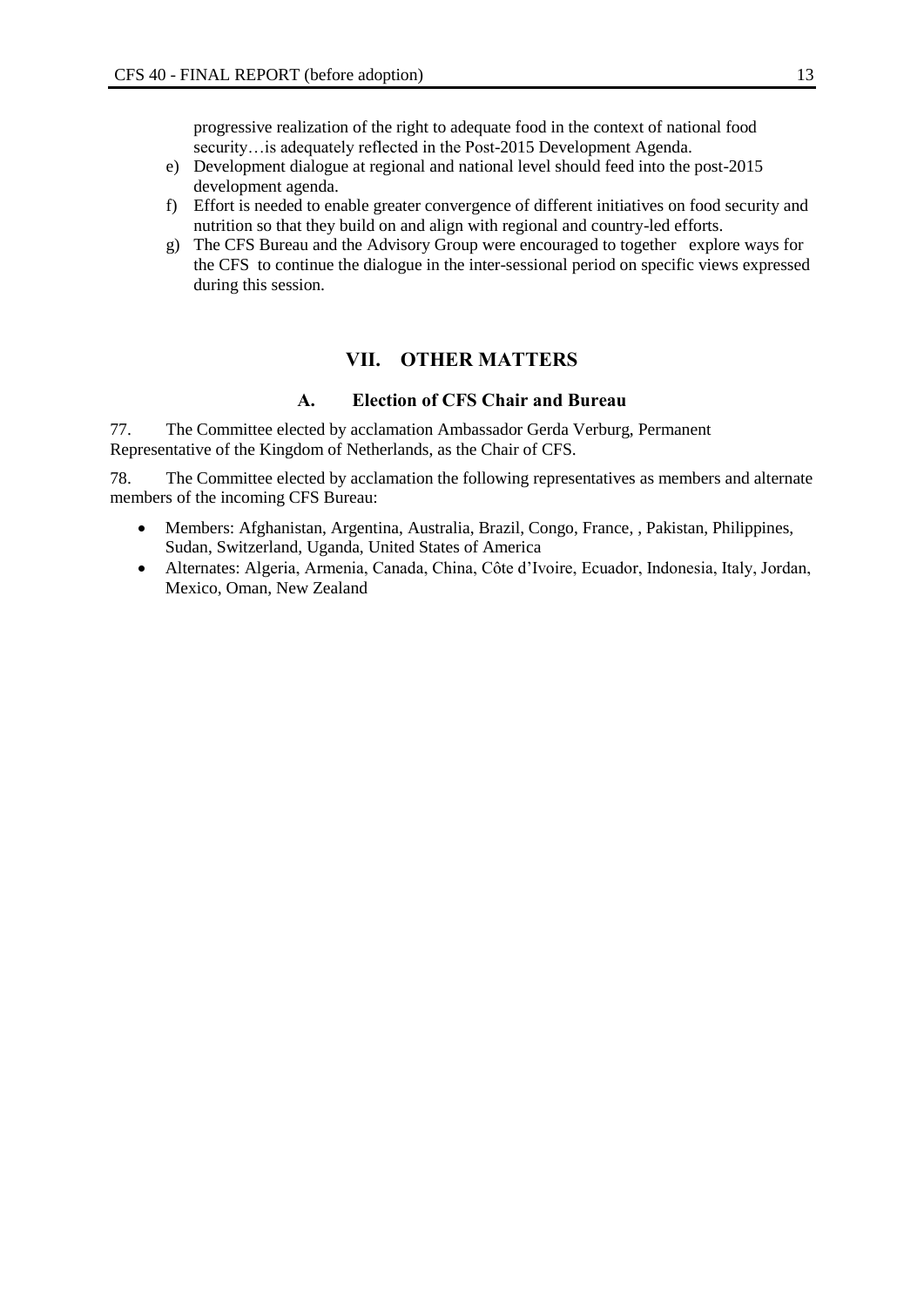progressive realization of the right to adequate food in the context of national food security…is adequately reflected in the Post-2015 Development Agenda.

e) Development dialogue at regional and national level should feed into the post-2015 development agenda.
f) Effort is needed to enable greater convergence of different initiatives on food security and nutrition so that they build on and align with regional and country-led efforts.
g) The CFS Bureau and the Advisory Group were encouraged to together explore ways for the CFS to continue the dialogue in the inter-sessional period on specific views expressed during this session.

## VII. OTHER MATTERS

### A. Election of CFS Chair and Bureau

77. The Committee elected by acclamation Ambassador Gerda Verburg, Permanent Representative of the Kingdom of Netherlands, as the Chair of CFS.

78. The Committee elected by acclamation the following representatives as members and alternate members of the incoming CFS Bureau:

- Members: Afghanistan, Argentina, Australia, Brazil, Congo, France, , Pakistan, Philippines, Sudan, Switzerland, Uganda, United States of America
- Alternates: Algeria, Armenia, Canada, China, Côte d'Ivoire, Ecuador, Indonesia, Italy, Jordan, Mexico, Oman, New Zealand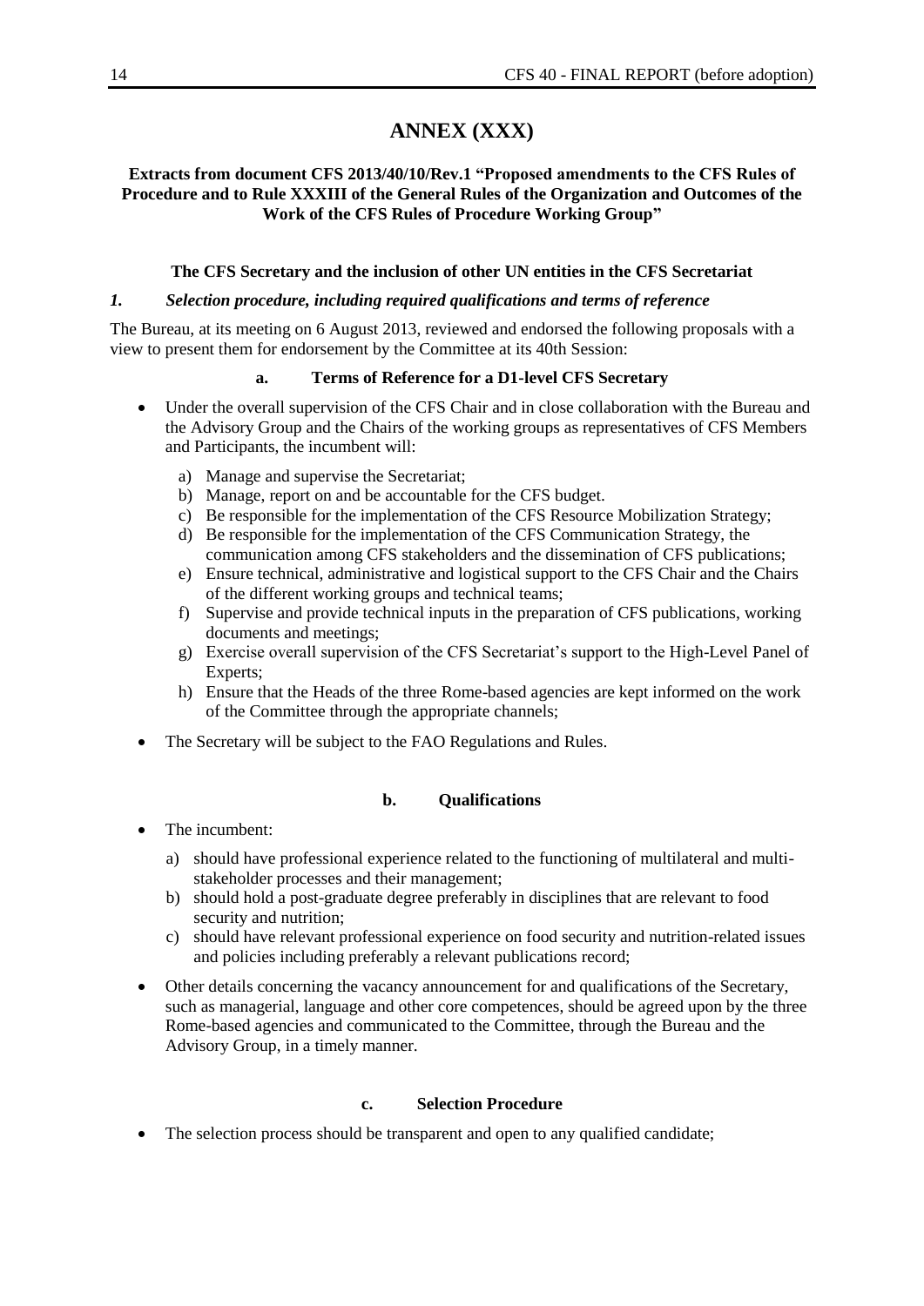# ANNEX (XXX)

**Extracts from document CFS 2013/40/10/Rev.1 "Proposed amendments to the CFS Rules of Procedure and to Rule XXXIII of the General Rules of the Organization and Outcomes of the Work of the CFS Rules of Procedure Working Group"**

**The CFS Secretary and the inclusion of other UN entities in the CFS Secretariat**

***1. Selection procedure, including required qualifications and terms of reference***

The Bureau, at its meeting on 6 August 2013, reviewed and endorsed the following proposals with a view to present them for endorsement by the Committee at its 40th Session:

#### a. Terms of Reference for a D1-level CFS Secretary

- Under the overall supervision of the CFS Chair and in close collaboration with the Bureau and the Advisory Group and the Chairs of the working groups as representatives of CFS Members and Participants, the incumbent will:
  - a) Manage and supervise the Secretariat;
  - b) Manage, report on and be accountable for the CFS budget.
  - c) Be responsible for the implementation of the CFS Resource Mobilization Strategy;
  - d) Be responsible for the implementation of the CFS Communication Strategy, the communication among CFS stakeholders and the dissemination of CFS publications;
  - e) Ensure technical, administrative and logistical support to the CFS Chair and the Chairs of the different working groups and technical teams;
  - f) Supervise and provide technical inputs in the preparation of CFS publications, working documents and meetings;
  - g) Exercise overall supervision of the CFS Secretariat's support to the High-Level Panel of Experts;
  - h) Ensure that the Heads of the three Rome-based agencies are kept informed on the work of the Committee through the appropriate channels;
- The Secretary will be subject to the FAO Regulations and Rules.

#### b. Qualifications

- The incumbent:
  - a) should have professional experience related to the functioning of multilateral and multi-stakeholder processes and their management;
  - b) should hold a post-graduate degree preferably in disciplines that are relevant to food security and nutrition;
  - c) should have relevant professional experience on food security and nutrition-related issues and policies including preferably a relevant publications record;
- Other details concerning the vacancy announcement for and qualifications of the Secretary, such as managerial, language and other core competences, should be agreed upon by the three Rome-based agencies and communicated to the Committee, through the Bureau and the Advisory Group, in a timely manner.

#### c. Selection Procedure

- The selection process should be transparent and open to any qualified candidate;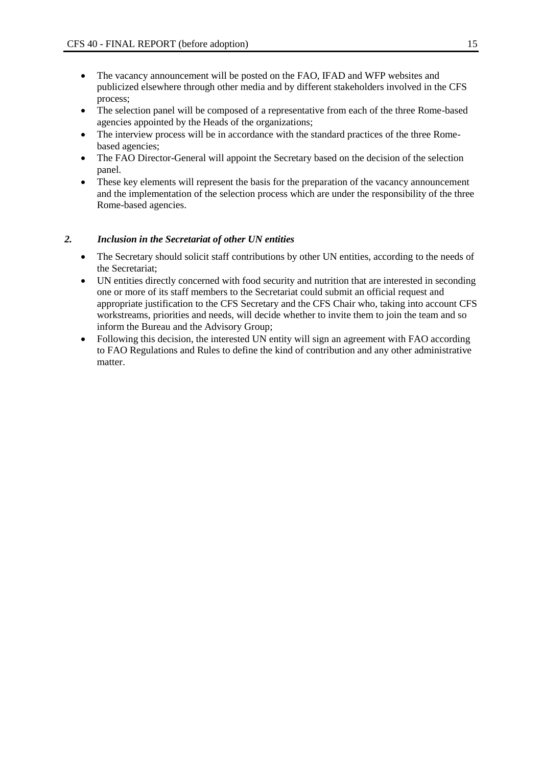- The vacancy announcement will be posted on the FAO, IFAD and WFP websites and publicized elsewhere through other media and by different stakeholders involved in the CFS process;
- The selection panel will be composed of a representative from each of the three Rome-based agencies appointed by the Heads of the organizations;
- The interview process will be in accordance with the standard practices of the three Rome-based agencies;
- The FAO Director-General will appoint the Secretary based on the decision of the selection panel.
- These key elements will represent the basis for the preparation of the vacancy announcement and the implementation of the selection process which are under the responsibility of the three Rome-based agencies.

### *2. Inclusion in the Secretariat of other UN entities*

- The Secretary should solicit staff contributions by other UN entities, according to the needs of the Secretariat;
- UN entities directly concerned with food security and nutrition that are interested in seconding one or more of its staff members to the Secretariat could submit an official request and appropriate justification to the CFS Secretary and the CFS Chair who, taking into account CFS workstreams, priorities and needs, will decide whether to invite them to join the team and so inform the Bureau and the Advisory Group;
- Following this decision, the interested UN entity will sign an agreement with FAO according to FAO Regulations and Rules to define the kind of contribution and any other administrative matter.